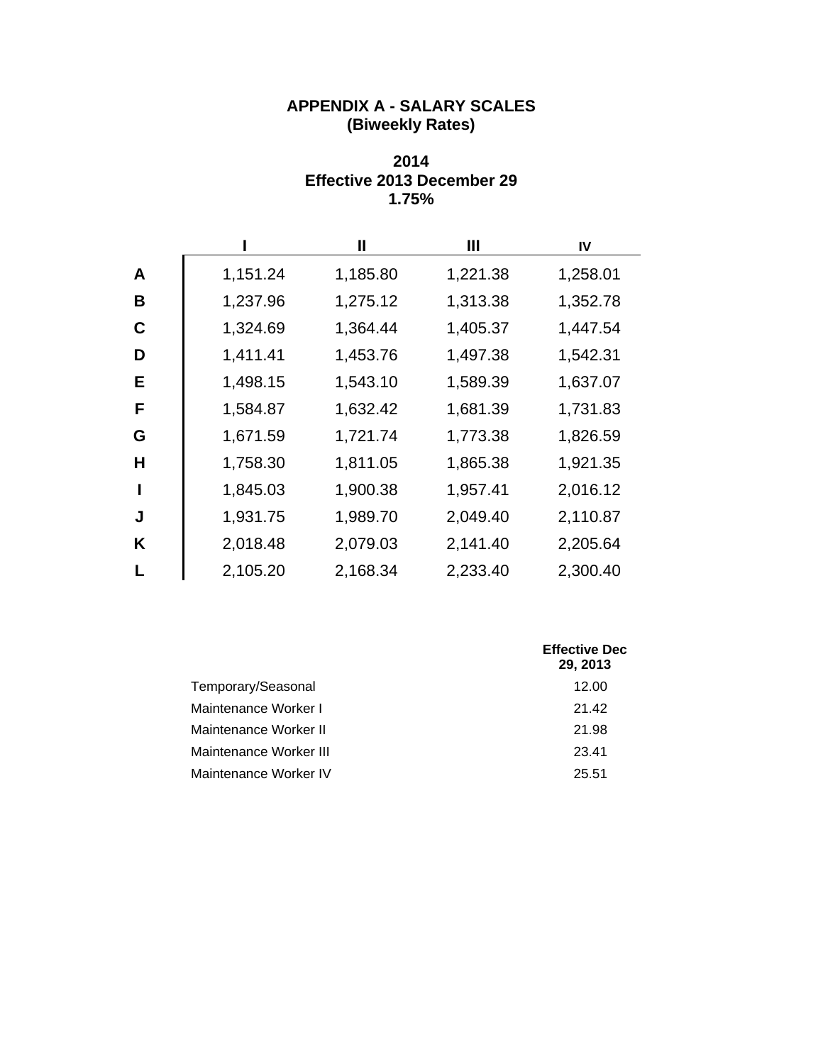# APPENDIX A - SALARY SCALES
## (Biweekly Rates)

### 2014
### Effective 2013 December 29
### 1.75%

| | I | II | III | IV |
|---|---|---|---|---|
| **A** | 1,151.24 | 1,185.80 | 1,221.38 | 1,258.01 |
| **B** | 1,237.96 | 1,275.12 | 1,313.38 | 1,352.78 |
| **C** | 1,324.69 | 1,364.44 | 1,405.37 | 1,447.54 |
| **D** | 1,411.41 | 1,453.76 | 1,497.38 | 1,542.31 |
| **E** | 1,498.15 | 1,543.10 | 1,589.39 | 1,637.07 |
| **F** | 1,584.87 | 1,632.42 | 1,681.39 | 1,731.83 |
| **G** | 1,671.59 | 1,721.74 | 1,773.38 | 1,826.59 |
| **H** | 1,758.30 | 1,811.05 | 1,865.38 | 1,921.35 |
| **I** | 1,845.03 | 1,900.38 | 1,957.41 | 2,016.12 |
| **J** | 1,931.75 | 1,989.70 | 2,049.40 | 2,110.87 |
| **K** | 2,018.48 | 2,079.03 | 2,141.40 | 2,205.64 |
| **L** | 2,105.20 | 2,168.34 | 2,233.40 | 2,300.40 |

| | Effective Dec 29, 2013 |
|---|---|
| Temporary/Seasonal | 12.00 |
| Maintenance Worker I | 21.42 |
| Maintenance Worker II | 21.98 |
| Maintenance Worker III | 23.41 |
| Maintenance Worker IV | 25.51 |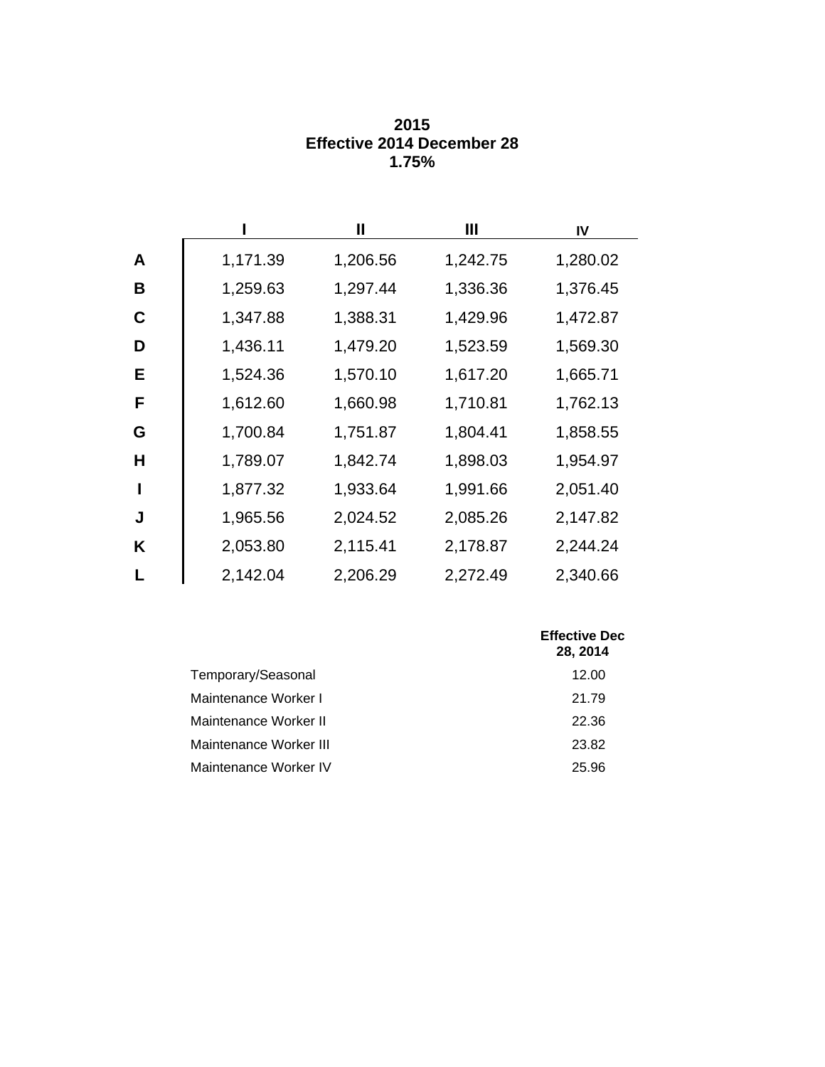**2015**
**Effective 2014 December 28**
**1.75%**

| | I | II | III | IV |
|---|---|---|---|---|
| **A** | 1,171.39 | 1,206.56 | 1,242.75 | 1,280.02 |
| **B** | 1,259.63 | 1,297.44 | 1,336.36 | 1,376.45 |
| **C** | 1,347.88 | 1,388.31 | 1,429.96 | 1,472.87 |
| **D** | 1,436.11 | 1,479.20 | 1,523.59 | 1,569.30 |
| **E** | 1,524.36 | 1,570.10 | 1,617.20 | 1,665.71 |
| **F** | 1,612.60 | 1,660.98 | 1,710.81 | 1,762.13 |
| **G** | 1,700.84 | 1,751.87 | 1,804.41 | 1,858.55 |
| **H** | 1,789.07 | 1,842.74 | 1,898.03 | 1,954.97 |
| **I** | 1,877.32 | 1,933.64 | 1,991.66 | 2,051.40 |
| **J** | 1,965.56 | 2,024.52 | 2,085.26 | 2,147.82 |
| **K** | 2,053.80 | 2,115.41 | 2,178.87 | 2,244.24 |
| **L** | 2,142.04 | 2,206.29 | 2,272.49 | 2,340.66 |

| | **Effective Dec 28, 2014** |
|---|---|
| Temporary/Seasonal | 12.00 |
| Maintenance Worker I | 21.79 |
| Maintenance Worker II | 22.36 |
| Maintenance Worker III | 23.82 |
| Maintenance Worker IV | 25.96 |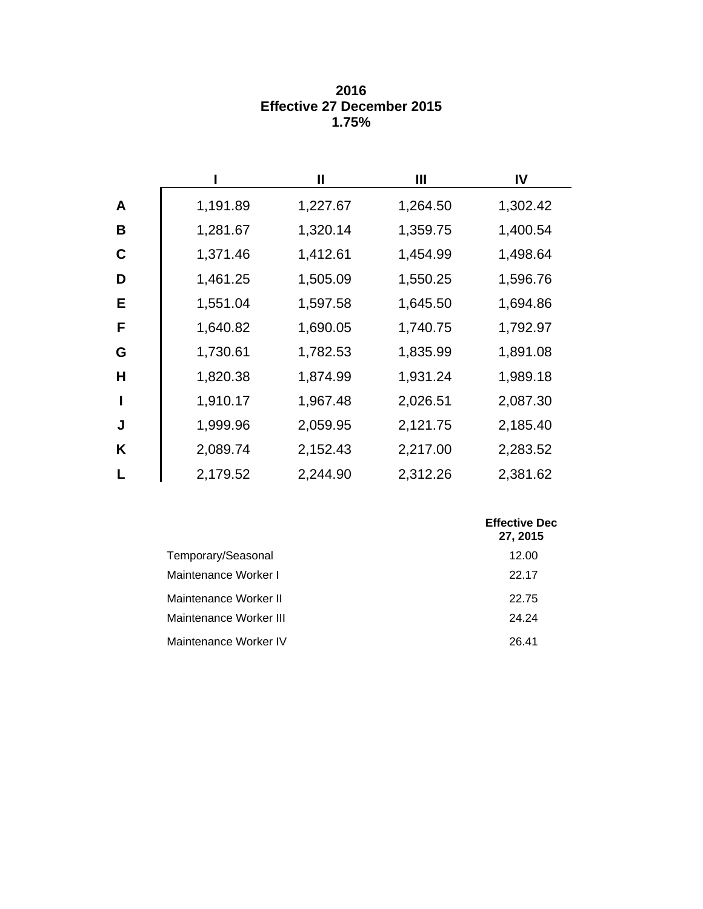**2016**
**Effective 27 December 2015**
**1.75%**

| | I | II | III | IV |
|---|---|---|---|---|
| **A** | 1,191.89 | 1,227.67 | 1,264.50 | 1,302.42 |
| **B** | 1,281.67 | 1,320.14 | 1,359.75 | 1,400.54 |
| **C** | 1,371.46 | 1,412.61 | 1,454.99 | 1,498.64 |
| **D** | 1,461.25 | 1,505.09 | 1,550.25 | 1,596.76 |
| **E** | 1,551.04 | 1,597.58 | 1,645.50 | 1,694.86 |
| **F** | 1,640.82 | 1,690.05 | 1,740.75 | 1,792.97 |
| **G** | 1,730.61 | 1,782.53 | 1,835.99 | 1,891.08 |
| **H** | 1,820.38 | 1,874.99 | 1,931.24 | 1,989.18 |
| **I** | 1,910.17 | 1,967.48 | 2,026.51 | 2,087.30 |
| **J** | 1,999.96 | 2,059.95 | 2,121.75 | 2,185.40 |
| **K** | 2,089.74 | 2,152.43 | 2,217.00 | 2,283.52 |
| **L** | 2,179.52 | 2,244.90 | 2,312.26 | 2,381.62 |

| | Effective Dec 27, 2015 |
|---|---|
| Temporary/Seasonal | 12.00 |
| Maintenance Worker I | 22.17 |
| Maintenance Worker II | 22.75 |
| Maintenance Worker III | 24.24 |
| Maintenance Worker IV | 26.41 |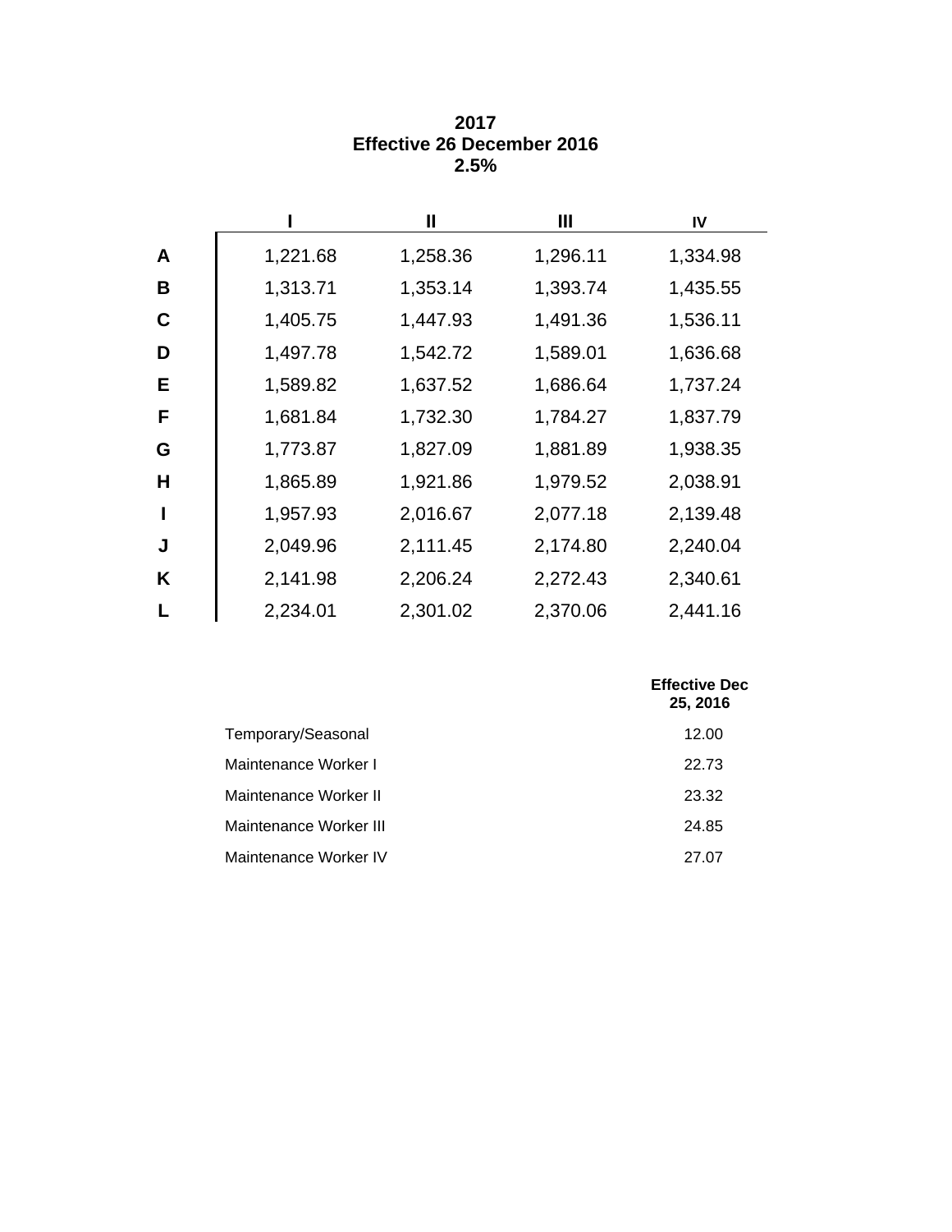**2017**
**Effective 26 December 2016**
**2.5%**

| | I | II | III | IV |
|---|---|---|---|---|
| **A** | 1,221.68 | 1,258.36 | 1,296.11 | 1,334.98 |
| **B** | 1,313.71 | 1,353.14 | 1,393.74 | 1,435.55 |
| **C** | 1,405.75 | 1,447.93 | 1,491.36 | 1,536.11 |
| **D** | 1,497.78 | 1,542.72 | 1,589.01 | 1,636.68 |
| **E** | 1,589.82 | 1,637.52 | 1,686.64 | 1,737.24 |
| **F** | 1,681.84 | 1,732.30 | 1,784.27 | 1,837.79 |
| **G** | 1,773.87 | 1,827.09 | 1,881.89 | 1,938.35 |
| **H** | 1,865.89 | 1,921.86 | 1,979.52 | 2,038.91 |
| **I** | 1,957.93 | 2,016.67 | 2,077.18 | 2,139.48 |
| **J** | 2,049.96 | 2,111.45 | 2,174.80 | 2,240.04 |
| **K** | 2,141.98 | 2,206.24 | 2,272.43 | 2,340.61 |
| **L** | 2,234.01 | 2,301.02 | 2,370.06 | 2,441.16 |

| | **Effective Dec 25, 2016** |
|---|---|
| Temporary/Seasonal | 12.00 |
| Maintenance Worker I | 22.73 |
| Maintenance Worker II | 23.32 |
| Maintenance Worker III | 24.85 |
| Maintenance Worker IV | 27.07 |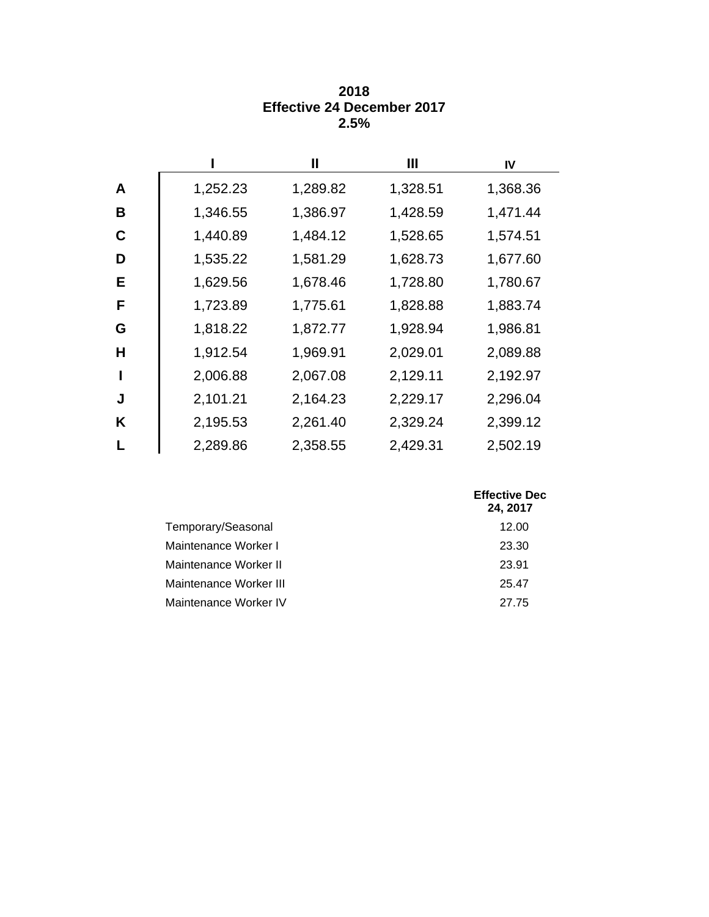**2018**
**Effective 24 December 2017**
**2.5%**

| | I | II | III | IV |
|---|---|---|---|---|
| **A** | 1,252.23 | 1,289.82 | 1,328.51 | 1,368.36 |
| **B** | 1,346.55 | 1,386.97 | 1,428.59 | 1,471.44 |
| **C** | 1,440.89 | 1,484.12 | 1,528.65 | 1,574.51 |
| **D** | 1,535.22 | 1,581.29 | 1,628.73 | 1,677.60 |
| **E** | 1,629.56 | 1,678.46 | 1,728.80 | 1,780.67 |
| **F** | 1,723.89 | 1,775.61 | 1,828.88 | 1,883.74 |
| **G** | 1,818.22 | 1,872.77 | 1,928.94 | 1,986.81 |
| **H** | 1,912.54 | 1,969.91 | 2,029.01 | 2,089.88 |
| **I** | 2,006.88 | 2,067.08 | 2,129.11 | 2,192.97 |
| **J** | 2,101.21 | 2,164.23 | 2,229.17 | 2,296.04 |
| **K** | 2,195.53 | 2,261.40 | 2,329.24 | 2,399.12 |
| **L** | 2,289.86 | 2,358.55 | 2,429.31 | 2,502.19 |

| | Effective Dec 24, 2017 |
|---|---|
| Temporary/Seasonal | 12.00 |
| Maintenance Worker I | 23.30 |
| Maintenance Worker II | 23.91 |
| Maintenance Worker III | 25.47 |
| Maintenance Worker IV | 27.75 |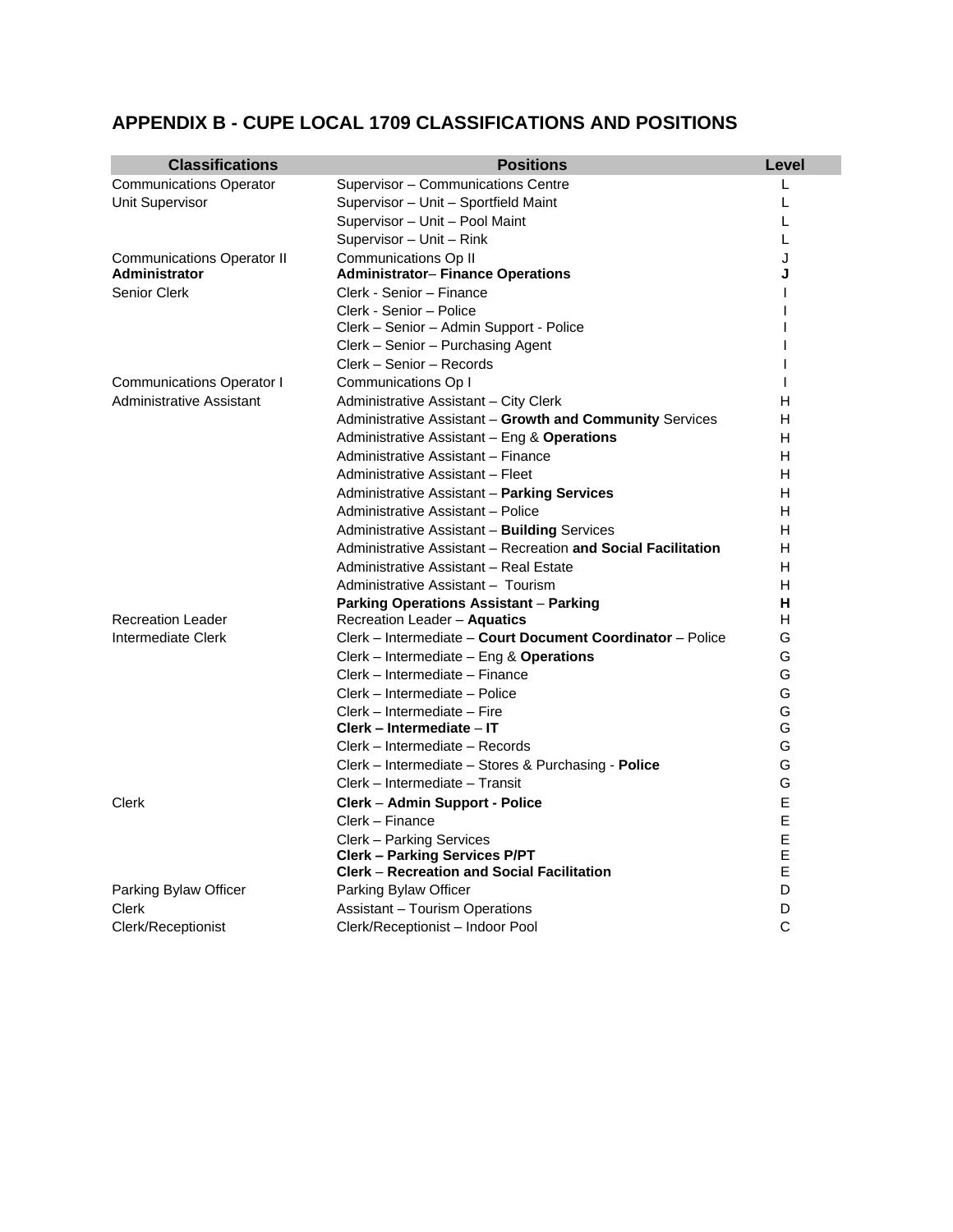## APPENDIX B - CUPE LOCAL 1709 CLASSIFICATIONS AND POSITIONS

| Classifications | Positions | Level |
|---|---|---|
| Communications Operator | Supervisor – Communications Centre | L |
| Unit Supervisor | Supervisor – Unit – Sportfield Maint | L |
| | Supervisor – Unit – Pool Maint | L |
| | Supervisor – Unit – Rink | L |
| Communications Operator II | Communications Op II | J |
| **Administrator** | **Administrator– Finance Operations** | **J** |
| Senior Clerk | Clerk - Senior – Finance | I |
| | Clerk - Senior – Police | I |
| | Clerk – Senior – Admin Support - Police | I |
| | Clerk – Senior – Purchasing Agent | I |
| | Clerk – Senior – Records | I |
| Communications Operator I | Communications Op I | I |
| Administrative Assistant | Administrative Assistant – City Clerk | H |
| | Administrative Assistant – **Growth and Community** Services | H |
| | Administrative Assistant – Eng & **Operations** | H |
| | Administrative Assistant – Finance | H |
| | Administrative Assistant – Fleet | H |
| | Administrative Assistant – **Parking Services** | H |
| | Administrative Assistant – Police | H |
| | Administrative Assistant – **Building** Services | H |
| | Administrative Assistant – Recreation **and Social Facilitation** | H |
| | Administrative Assistant – Real Estate | H |
| | Administrative Assistant – Tourism | H |
| | **Parking Operations Assistant** – **Parking** | **H** |
| Recreation Leader | Recreation Leader – **Aquatics** | H |
| Intermediate Clerk | Clerk – Intermediate – **Court Document Coordinator** – Police | G |
| | Clerk – Intermediate – Eng & **Operations** | G |
| | Clerk – Intermediate – Finance | G |
| | Clerk – Intermediate – Police | G |
| | Clerk – Intermediate – Fire | G |
| | **Clerk – Intermediate** – **IT** | G |
| | Clerk – Intermediate – Records | G |
| | Clerk – Intermediate – Stores & Purchasing - **Police** | G |
| | Clerk – Intermediate – Transit | G |
| Clerk | **Clerk** – **Admin Support - Police** | E |
| | Clerk – Finance | E |
| | Clerk – Parking Services | E |
| | **Clerk – Parking Services P/PT** | E |
| | **Clerk** – **Recreation and Social Facilitation** | E |
| Parking Bylaw Officer | Parking Bylaw Officer | D |
| Clerk | Assistant – Tourism Operations | D |
| Clerk/Receptionist | Clerk/Receptionist – Indoor Pool | C |